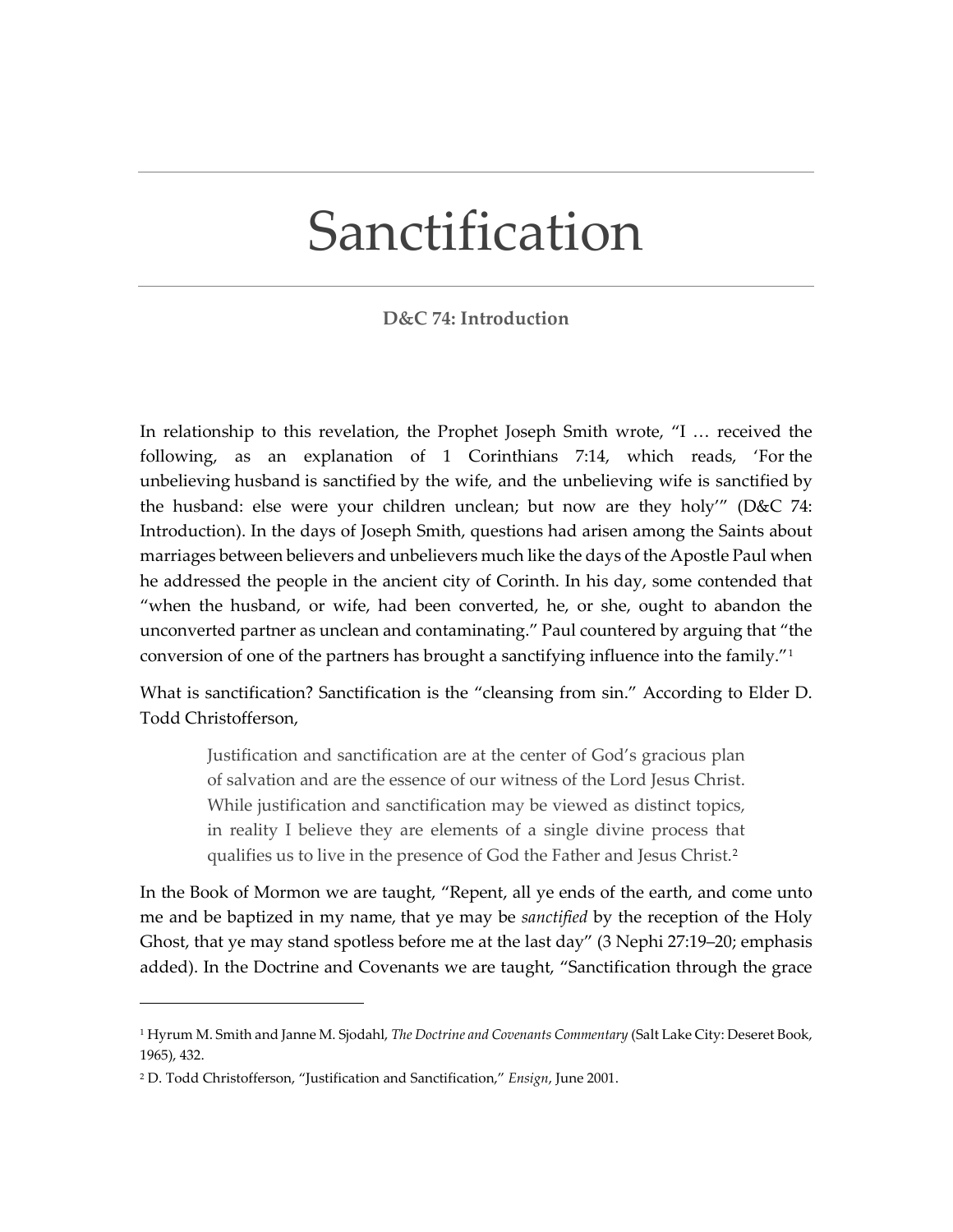# Sanctification

**D&C 74: Introduction**

In relationship to this revelation, the Prophet Joseph Smith wrote, "I … received the following, as an explanation of 1 Corinthians 7:14, which reads, 'For the unbelieving husband is sanctified by the wife, and the unbelieving wife is sanctified by the husband: else were your children unclean; but now are they holy'" (D&C 74: Introduction). In the days of Joseph Smith, questions had arisen among the Saints about marriages between believers and unbelievers much like the days of the Apostle Paul when he addressed the people in the ancient city of Corinth. In his day, some contended that "when the husband, or wife, had been converted, he, or she, ought to abandon the unconverted partner as unclean and contaminating." Paul countered by arguing that "the conversion of one of the partners has brought a sanctifying influence into the family."[1]

What is sanctification? Sanctification is the "cleansing from sin." According to Elder D. Todd Christofferson,

> Justification and sanctification are at the center of God's gracious plan of salvation and are the essence of our witness of the Lord Jesus Christ. While justification and sanctification may be viewed as distinct topics, in reality I believe they are elements of a single divine process that qualifies us to live in the presence of God the Father and Jesus Christ.[2]

In the Book of Mormon we are taught, "Repent, all ye ends of the earth, and come unto me and be baptized in my name, that ye may be *sanctified* by the reception of the Holy Ghost, that ye may stand spotless before me at the last day" (3 Nephi 27:19–20; emphasis added). In the Doctrine and Covenants we are taught, "Sanctification through the grace

---

[1] Hyrum M. Smith and Janne M. Sjodahl, *The Doctrine and Covenants Commentary* (Salt Lake City: Deseret Book, 1965), 432.

[2] D. Todd Christofferson, "Justification and Sanctification," *Ensign*, June 2001.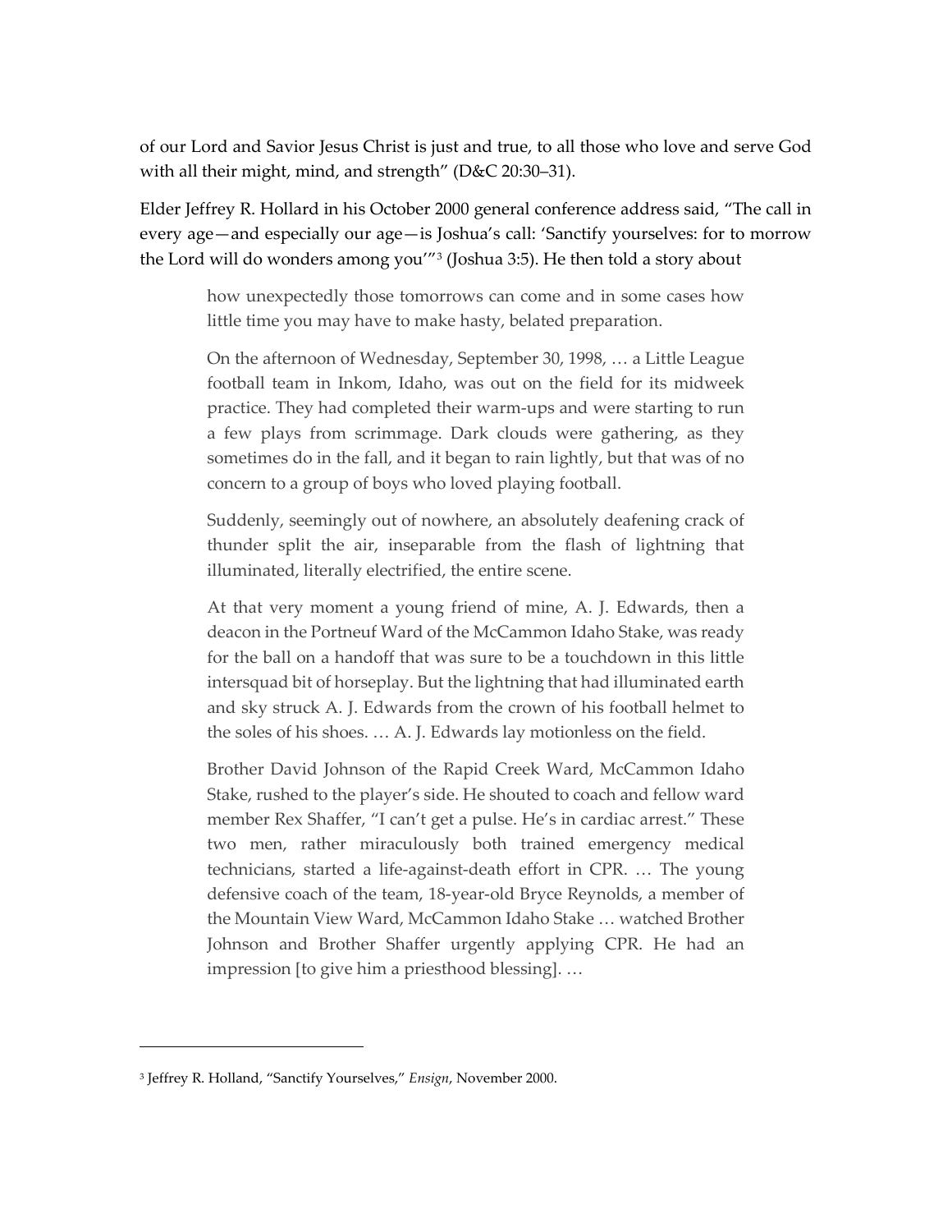of our Lord and Savior Jesus Christ is just and true, to all those who love and serve God with all their might, mind, and strength" (D&C 20:30–31).

Elder Jeffrey R. Hollard in his October 2000 general conference address said, "The call in every age—and especially our age—is Joshua's call: 'Sanctify yourselves: for to morrow the Lord will do wonders among you'"[3] (Joshua 3:5). He then told a story about

> how unexpectedly those tomorrows can come and in some cases how little time you may have to make hasty, belated preparation.
>
> On the afternoon of Wednesday, September 30, 1998, … a Little League football team in Inkom, Idaho, was out on the field for its midweek practice. They had completed their warm-ups and were starting to run a few plays from scrimmage. Dark clouds were gathering, as they sometimes do in the fall, and it began to rain lightly, but that was of no concern to a group of boys who loved playing football.
>
> Suddenly, seemingly out of nowhere, an absolutely deafening crack of thunder split the air, inseparable from the flash of lightning that illuminated, literally electrified, the entire scene.
>
> At that very moment a young friend of mine, A. J. Edwards, then a deacon in the Portneuf Ward of the McCammon Idaho Stake, was ready for the ball on a handoff that was sure to be a touchdown in this little intersquad bit of horseplay. But the lightning that had illuminated earth and sky struck A. J. Edwards from the crown of his football helmet to the soles of his shoes. … A. J. Edwards lay motionless on the field.
>
> Brother David Johnson of the Rapid Creek Ward, McCammon Idaho Stake, rushed to the player's side. He shouted to coach and fellow ward member Rex Shaffer, "I can't get a pulse. He's in cardiac arrest." These two men, rather miraculously both trained emergency medical technicians, started a life-against-death effort in CPR. … The young defensive coach of the team, 18-year-old Bryce Reynolds, a member of the Mountain View Ward, McCammon Idaho Stake … watched Brother Johnson and Brother Shaffer urgently applying CPR. He had an impression [to give him a priesthood blessing]. …

---

[3] Jeffrey R. Holland, "Sanctify Yourselves," *Ensign*, November 2000.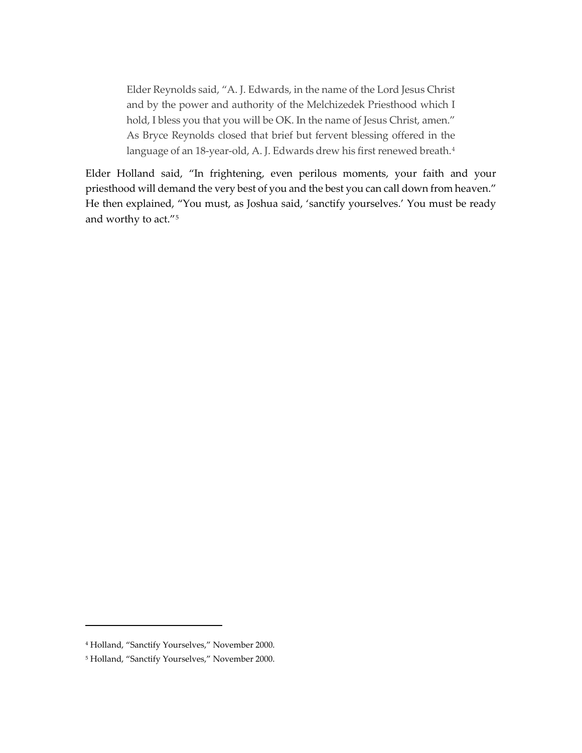> Elder Reynolds said, "A. J. Edwards, in the name of the Lord Jesus Christ and by the power and authority of the Melchizedek Priesthood which I hold, I bless you that you will be OK. In the name of Jesus Christ, amen." As Bryce Reynolds closed that brief but fervent blessing offered in the language of an 18-year-old, A. J. Edwards drew his first renewed breath.[4]

Elder Holland said, "In frightening, even perilous moments, your faith and your priesthood will demand the very best of you and the best you can call down from heaven." He then explained, "You must, as Joshua said, 'sanctify yourselves.' You must be ready and worthy to act."[5]

---

[4] Holland, "Sanctify Yourselves," November 2000.

[5] Holland, "Sanctify Yourselves," November 2000.